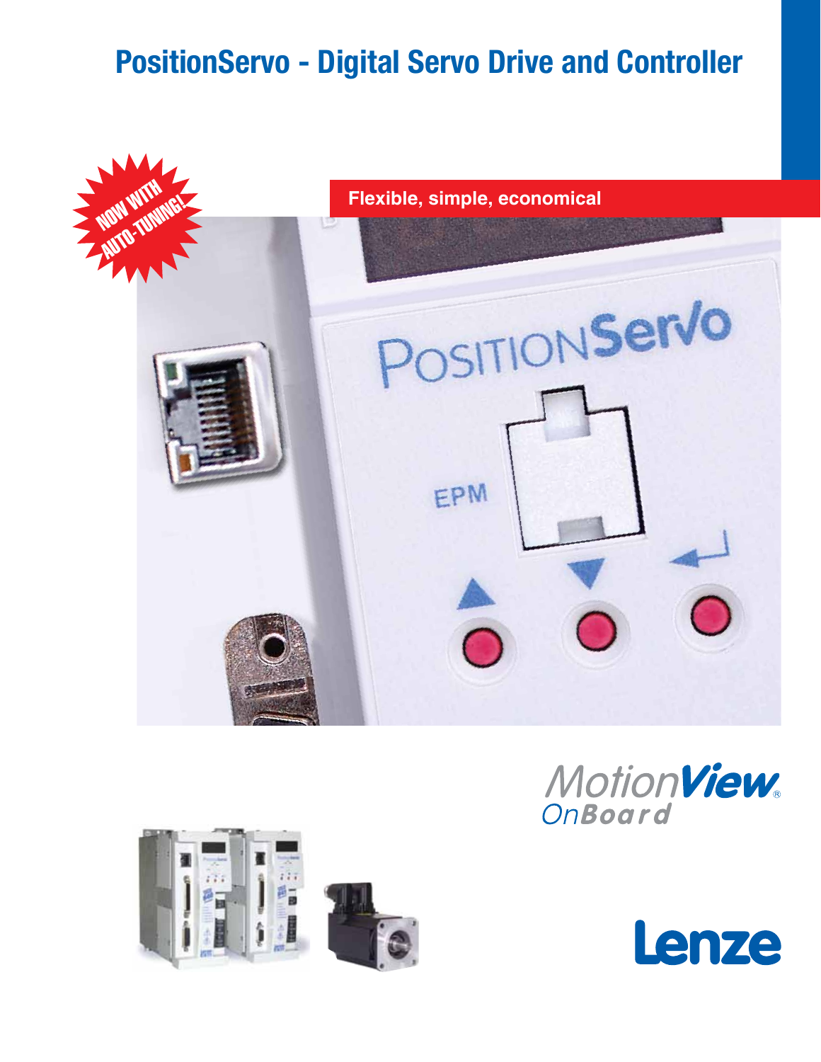# PositionServo - Digital Servo Drive and Controller

NOW WITH AUTO-TUNING!

**Flexible, simple, economical**

MotionView OnBoard

Lenze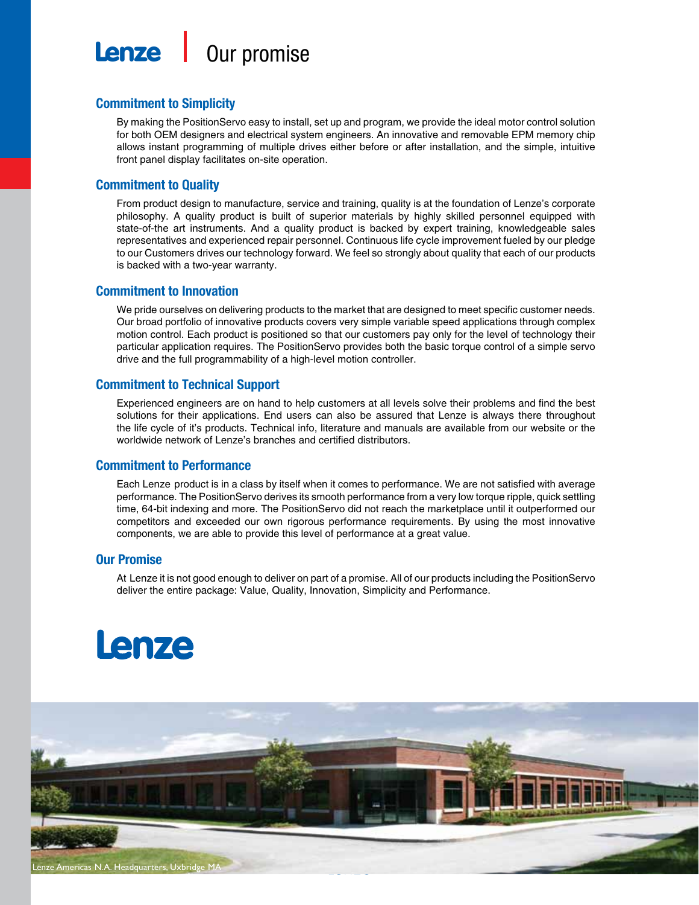# Lenze | Our promise

## Commitment to Simplicity

By making the PositionServo easy to install, set up and program, we provide the ideal motor control solution for both OEM designers and electrical system engineers. An innovative and removable EPM memory chip allows instant programming of multiple drives either before or after installation, and the simple, intuitive front panel display facilitates on-site operation.

## Commitment to Quality

From product design to manufacture, service and training, quality is at the foundation of Lenze's corporate philosophy. A quality product is built of superior materials by highly skilled personnel equipped with state-of-the art instruments. And a quality product is backed by expert training, knowledgeable sales representatives and experienced repair personnel. Continuous life cycle improvement fueled by our pledge to our Customers drives our technology forward. We feel so strongly about quality that each of our products is backed with a two-year warranty.

## Commitment to Innovation

We pride ourselves on delivering products to the market that are designed to meet specific customer needs. Our broad portfolio of innovative products covers very simple variable speed applications through complex motion control. Each product is positioned so that our customers pay only for the level of technology their particular application requires. The PositionServo provides both the basic torque control of a simple servo drive and the full programmability of a high-level motion controller.

## Commitment to Technical Support

Experienced engineers are on hand to help customers at all levels solve their problems and find the best solutions for their applications. End users can also be assured that Lenze is always there throughout the life cycle of it's products. Technical info, literature and manuals are available from our website or the worldwide network of Lenze's branches and certified distributors.

## Commitment to Performance

Each Lenze product is in a class by itself when it comes to performance. We are not satisfied with average performance. The PositionServo derives its smooth performance from a very low torque ripple, quick settling time, 64-bit indexing and more. The PositionServo did not reach the marketplace until it outperformed our competitors and exceeded our own rigorous performance requirements. By using the most innovative components, we are able to provide this level of performance at a great value.

## Our Promise

At Lenze it is not good enough to deliver on part of a promise. All of our products including the PositionServo deliver the entire package: Value, Quality, Innovation, Simplicity and Performance.

Lenze

Lenze Americas N.A. Headquarters, Uxbridge MA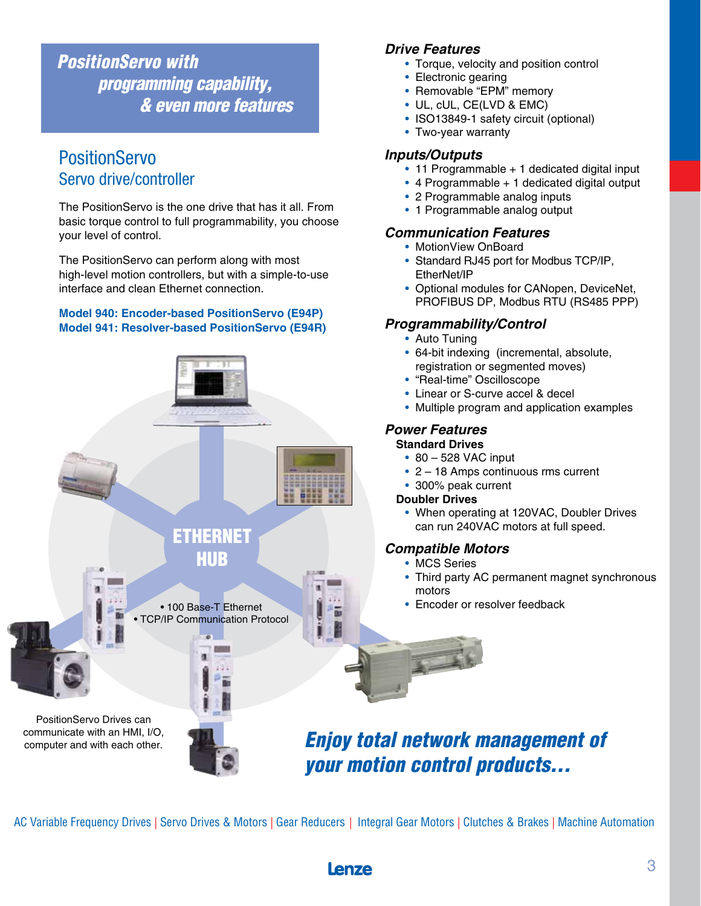## *PositionServo with programming capability, & even more features*

# PositionServo

## Servo drive/controller

The PositionServo is the one drive that has it all. From basic torque control to full programmability, you choose your level of control.

The PositionServo can perform along with most high-level motion controllers, but with a simple-to-use interface and clean Ethernet connection.

**Model 940: Encoder-based PositionServo (E94P)**
**Model 941: Resolver-based PositionServo (E94R)**

ETHERNET HUB

- 100 Base-T Ethernet
- TCP/IP Communication Protocol

PositionServo Drives can communicate with an HMI, I/O, computer and with each other.

### *Drive Features*

- Torque, velocity and position control
- Electronic gearing
- Removable "EPM" memory
- UL, cUL, CE(LVD & EMC)
- ISO13849-1 safety circuit (optional)
- Two-year warranty

### *Inputs/Outputs*

- 11 Programmable + 1 dedicated digital input
- 4 Programmable + 1 dedicated digital output
- 2 Programmable analog inputs
- 1 Programmable analog output

### *Communication Features*

- MotionView OnBoard
- Standard RJ45 port for Modbus TCP/IP, EtherNet/IP
- Optional modules for CANopen, DeviceNet, PROFIBUS DP, Modbus RTU (RS485 PPP)

### *Programmability/Control*

- Auto Tuning
- 64-bit indexing (incremental, absolute, registration or segmented moves)
- "Real-time" Oscilloscope
- Linear or S-curve accel & decel
- Multiple program and application examples

### *Power Features*

**Standard Drives**

- 80 – 528 VAC input
- 2 – 18 Amps continuous rms current
- 300% peak current

**Doubler Drives**

- When operating at 120VAC, Doubler Drives can run 240VAC motors at full speed.

### *Compatible Motors*

- MCS Series
- Third party AC permanent magnet synchronous motors
- Encoder or resolver feedback

## *Enjoy total network management of your motion control products…*

AC Variable Frequency Drives | Servo Drives & Motors | Gear Reducers | Integral Gear Motors | Clutches & Brakes | Machine Automation

Lenze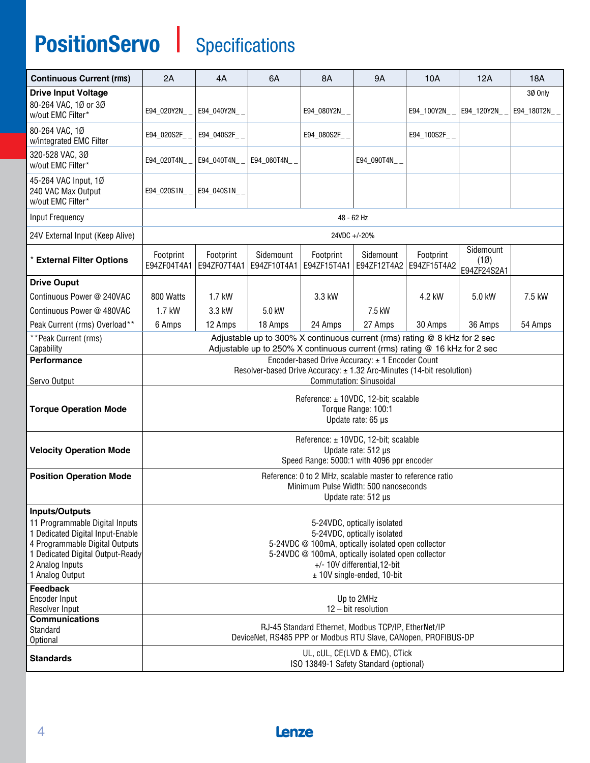# PositionServo | Specifications

| Continuous Current (rms) | 2A | 4A | 6A | 8A | 9A | 10A | 12A | 18A |
|---|---|---|---|---|---|---|---|---|
| **Drive Input Voltage** 80-264 VAC, 1Ø or 3Ø w/out EMC Filter* | E94_020Y2N_ _ | E94_040Y2N_ _ | | E94_080Y2N_ _ | | E94_100Y2N_ _ | E94_120Y2N_ _ | 3Ø Only E94_180T2N_ _ |
| 80-264 VAC, 1Ø w/integrated EMC Filter | E94_020S2F_ _ | E94_040S2F_ _ | | E94_080S2F_ _ | | E94_100S2F_ _ | | |
| 320-528 VAC, 3Ø w/out EMC Filter* | E94_020T4N_ _ | E94_040T4N_ _ | E94_060T4N_ _ | | E94_090T4N_ _ | | | |
| 45-264 VAC Input, 1Ø 240 VAC Max Output w/out EMC Filter* | E94_020S1N_ _ | E94_040S1N_ _ | | | | | | |
| Input Frequency | 48 - 62 Hz | | | | | | | |
| 24V External Input (Keep Alive) | 24VDC +/-20% | | | | | | | |
| * **External Filter Options** | Footprint E94ZF04T4A1 | Footprint E94ZF07T4A1 | Sidemount E94ZF10T4A1 | Footprint E94ZF15T4A1 | Sidemount E94ZF12T4A2 | Footprint E94ZF15T4A2 | Sidemount (1Ø) E94ZF24S2A1 | |
| **Drive Ouput** | | | | | | | | |
| Continuous Power @ 240VAC | 800 Watts | 1.7 kW | | 3.3 kW | | 4.2 kW | 5.0 kW | 7.5 kW |
| Continuous Power @ 480VAC | 1.7 kW | 3.3 kW | 5.0 kW | | 7.5 kW | | | |
| Peak Current (rms) Overload** | 6 Amps | 12 Amps | 18 Amps | 24 Amps | 27 Amps | 30 Amps | 36 Amps | 54 Amps |
| **Peak Current (rms) Capability | Adjustable up to 300% X continuous current (rms) rating @ 8 kHz for 2 sec<br>Adjustable up to 250% X continuous current (rms) rating @ 16 kHz for 2 sec | | | | | | | |
| **Performance** Servo Output | Encoder-based Drive Accuracy: ± 1 Encoder Count<br>Resolver-based Drive Accuracy: ± 1.32 Arc-Minutes (14-bit resolution)<br>Commutation: Sinusoidal | | | | | | | |
| **Torque Operation Mode** | Reference: ± 10VDC, 12-bit; scalable<br>Torque Range: 100:1<br>Update rate: 65 µs | | | | | | | |
| **Velocity Operation Mode** | Reference: ± 10VDC, 12-bit; scalable<br>Update rate: 512 µs<br>Speed Range: 5000:1 with 4096 ppr encoder | | | | | | | |
| **Position Operation Mode** | Reference: 0 to 2 MHz, scalable master to reference ratio<br>Minimum Pulse Width: 500 nanoseconds<br>Update rate: 512 µs | | | | | | | |
| **Inputs/Outputs** | | | | | | | | |
| 11 Programmable Digital Inputs | 5-24VDC, optically isolated | | | | | | | |
| 1 Dedicated Digital Input-Enable | 5-24VDC, optically isolated | | | | | | | |
| 4 Programmable Digital Outputs | 5-24VDC @ 100mA, optically isolated open collector | | | | | | | |
| 1 Dedicated Digital Output-Ready | 5-24VDC @ 100mA, optically isolated open collector | | | | | | | |
| 2 Analog Inputs | +/- 10V differential,12-bit | | | | | | | |
| 1 Analog Output | ± 10V single-ended, 10-bit | | | | | | | |
| **Feedback** | | | | | | | | |
| Encoder Input | Up to 2MHz | | | | | | | |
| Resolver Input | 12 – bit resolution | | | | | | | |
| **Communications** | | | | | | | | |
| Standard | RJ-45 Standard Ethernet, Modbus TCP/IP, EtherNet/IP | | | | | | | |
| Optional | DeviceNet, RS485 PPP or Modbus RTU Slave, CANopen, PROFIBUS-DP | | | | | | | |
| **Standards** | UL, cUL, CE(LVD & EMC), CTick<br>ISO 13849-1 Safety Standard (optional) | | | | | | | |

Lenze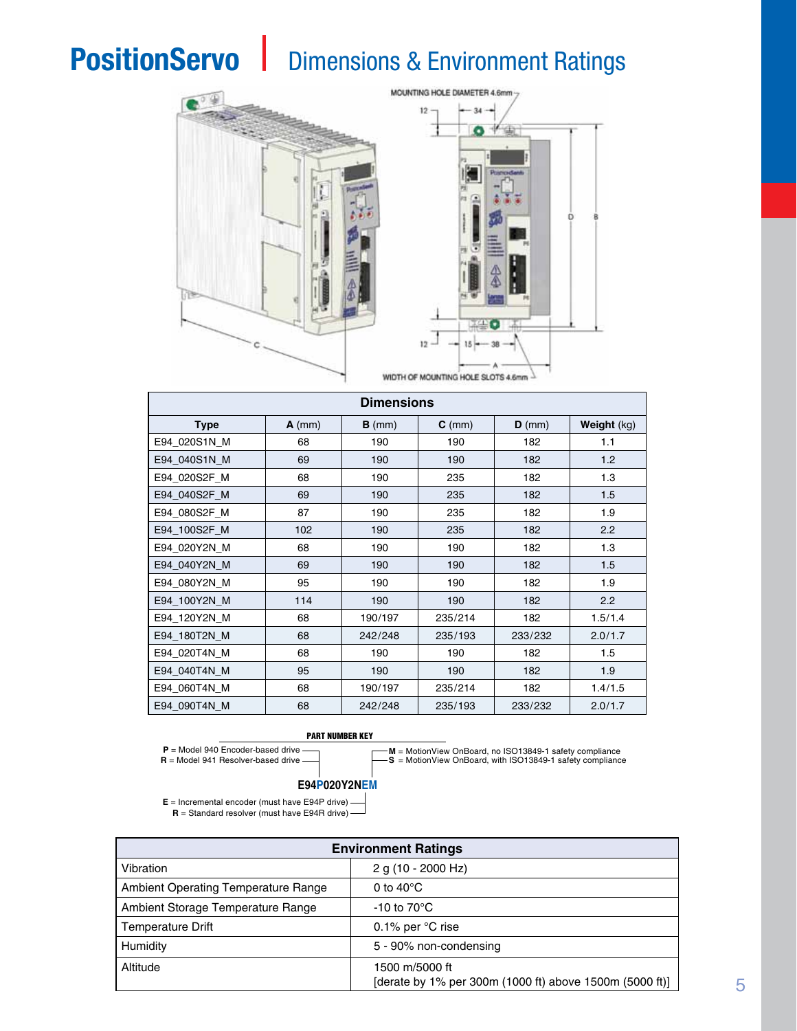# PositionServo | Dimensions & Environment Ratings

MOUNTING HOLE DIAMETER 4.6mm

WIDTH OF MOUNTING HOLE SLOTS 4.6mm

| Dimensions | | | | | |
|---|---|---|---|---|---|
| Type | A (mm) | B (mm) | C (mm) | D (mm) | Weight (kg) |
| E94_020S1N_M | 68 | 190 | 190 | 182 | 1.1 |
| E94_040S1N_M | 69 | 190 | 190 | 182 | 1.2 |
| E94_020S2F_M | 68 | 190 | 235 | 182 | 1.3 |
| E94_040S2F_M | 69 | 190 | 235 | 182 | 1.5 |
| E94_080S2F_M | 87 | 190 | 235 | 182 | 1.9 |
| E94_100S2F_M | 102 | 190 | 235 | 182 | 2.2 |
| E94_020Y2N_M | 68 | 190 | 190 | 182 | 1.3 |
| E94_040Y2N_M | 69 | 190 | 190 | 182 | 1.5 |
| E94_080Y2N_M | 95 | 190 | 190 | 182 | 1.9 |
| E94_100Y2N_M | 114 | 190 | 190 | 182 | 2.2 |
| E94_120Y2N_M | 68 | 190/197 | 235/214 | 182 | 1.5/1.4 |
| E94_180T2N_M | 68 | 242/248 | 235/193 | 233/232 | 2.0/1.7 |
| E94_020T4N_M | 68 | 190 | 190 | 182 | 1.5 |
| E94_040T4N_M | 95 | 190 | 190 | 182 | 1.9 |
| E94_060T4N_M | 68 | 190/197 | 235/214 | 182 | 1.4/1.5 |
| E94_090T4N_M | 68 | 242/248 | 235/193 | 233/232 | 2.0/1.7 |

**PART NUMBER KEY**

**E94P020Y2NEM**

- **P** = Model 940 Encoder-based drive
- **R** = Model 941 Resolver-based drive
- **M** = MotionView OnBoard, no ISO13849-1 safety compliance
- **S** = MotionView OnBoard, with ISO13849-1 safety compliance
- **E** = Incremental encoder (must have E94P drive)
- **R** = Standard resolver (must have E94R drive)

| Environment Ratings | |
|---|---|
| Vibration | 2 g (10 - 2000 Hz) |
| Ambient Operating Temperature Range | 0 to 40°C |
| Ambient Storage Temperature Range | -10 to 70°C |
| Temperature Drift | 0.1% per °C rise |
| Humidity | 5 - 90% non-condensing |
| Altitude | 1500 m/5000 ft [derate by 1% per 300m (1000 ft) above 1500m (5000 ft)] |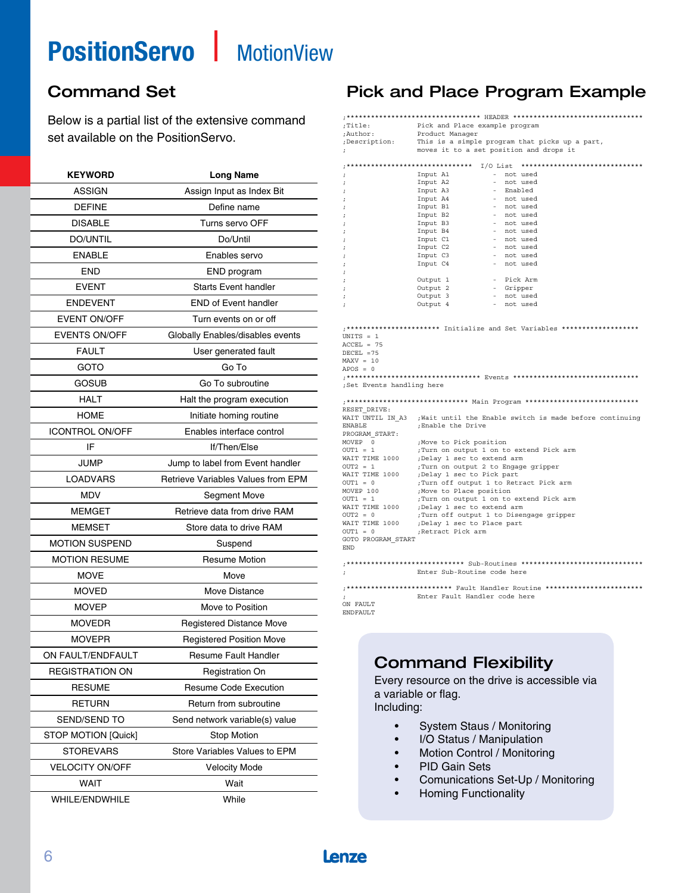# PositionServo | MotionView

## Command Set

Below is a partial list of the extensive command set available on the PositionServo.

| KEYWORD | Long Name |
|---|---|
| ASSIGN | Assign Input as Index Bit |
| DEFINE | Define name |
| DISABLE | Turns servo OFF |
| DO/UNTIL | Do/Until |
| ENABLE | Enables servo |
| END | END program |
| EVENT | Starts Event handler |
| ENDEVENT | END of Event handler |
| EVENT ON/OFF | Turn events on or off |
| EVENTS ON/OFF | Globally Enables/disables events |
| FAULT | User generated fault |
| GOTO | Go To |
| GOSUB | Go To subroutine |
| HALT | Halt the program execution |
| HOME | Initiate homing routine |
| ICONTROL ON/OFF | Enables interface control |
| IF | If/Then/Else |
| JUMP | Jump to label from Event handler |
| LOADVARS | Retrieve Variables Values from EPM |
| MDV | Segment Move |
| MEMGET | Retrieve data from drive RAM |
| MEMSET | Store data to drive RAM |
| MOTION SUSPEND | Suspend |
| MOTION RESUME | Resume Motion |
| MOVE | Move |
| MOVED | Move Distance |
| MOVEP | Move to Position |
| MOVEDR | Registered Distance Move |
| MOVEPR | Registered Position Move |
| ON FAULT/ENDFAULT | Resume Fault Handler |
| REGISTRATION ON | Registration On |
| RESUME | Resume Code Execution |
| RETURN | Return from subroutine |
| SEND/SEND TO | Send network variable(s) value |
| STOP MOTION [Quick] | Stop Motion |
| STOREVARS | Store Variables Values to EPM |
| VELOCITY ON/OFF | Velocity Mode |
| WAIT | Wait |
| WHILE/ENDWHILE | While |

## Pick and Place Program Example

```
;********************************* HEADER ********************************
;Title:            Pick and Place example program
;Author:           Product Manager
;Description:      This is a simple program that picks up a part,
;                  moves it to a set position and drops it

;******************************  I/O List  ******************************
;                  Input A1          -  not used
;                  Input A2          -  not used
;                  Input A3          -  Enabled
;                  Input A4          -  not used
;                  Input B1          -  not used
;                  Input B2          -  not used
;                  Input B3          -  not used
;                  Input B4          -  not used
;                  Input C1          -  not used
;                  Input C2          -  not used
;                  Input C3          -  not used
;                  Input C4          -  not used
;
;                  Output 1          -  Pick Arm
;                  Output 2          -  Gripper
;                  Output 3          -  not used
;                  Output 4          -  not used

;********************** Initialize and Set Variables *******************
UNITS = 1
ACCEL = 75
DECEL =75
MAXV = 10
APOS = 0
;********************************* Events *******************************
;Set Events handling here

;***************************** Main Program ****************************
RESET_DRIVE:
WAIT UNTIL IN_A3   ;Wait until the Enable switch is made before continuing
ENABLE             ;Enable the Drive
PROGRAM_START:
MOVEP  0           ;Move to Pick position
OUT1 = 1           ;Turn on output 1 on to extend Pick arm
WAIT TIME 1000     ;Delay 1 sec to extend arm
OUT2 = 1           ;Turn on output 2 to Engage gripper
WAIT TIME 1000     ;Delay 1 sec to Pick part
OUT1 = 0           ;Turn off output 1 to Retract Pick arm
MOVEP 100          ;Move to Place position
OUT1 = 1           ;Turn on output 1 on to extend Pick arm
WAIT TIME 1000     ;Delay 1 sec to extend arm
OUT2 = 0           ;Turn off output 1 to Disengage gripper
WAIT TIME 1000     ;Delay 1 sec to Place part
OUT1 = 0           ;Retract Pick arm
GOTO PROGRAM_START
END

;**************************** Sub-Routines *****************************
;                  Enter Sub-Routine code here

;************************* Fault Handler Routine ***********************
;                  Enter Fault Handler code here
ON FAULT
ENDFAULT
```

## Command Flexibility

Every resource on the drive is accessible via a variable or flag.
Including:

- System Staus / Monitoring
- I/O Status / Manipulation
- Motion Control / Monitoring
- PID Gain Sets
- Comunications Set-Up / Monitoring
- Homing Functionality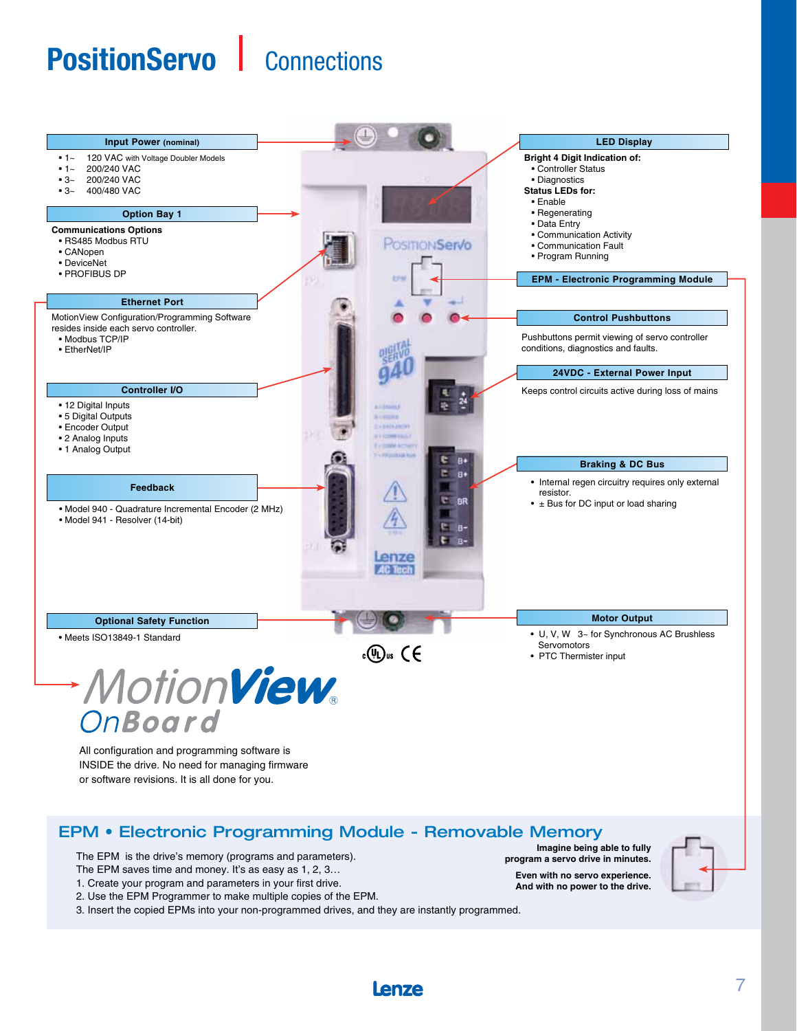# PositionServo | Connections

**Input Power** (nominal)

- 1~ 120 VAC with Voltage Doubler Models
- 1~ 200/240 VAC
- 3~ 200/240 VAC
- 3~ 400/480 VAC

**Option Bay 1**

**Communications Options**

- RS485 Modbus RTU
- CANopen
- DeviceNet
- PROFIBUS DP

**Ethernet Port**

MotionView Configuration/Programming Software resides inside each servo controller.

- Modbus TCP/IP
- EtherNet/IP

**Controller I/O**

- 12 Digital Inputs
- 5 Digital Outputs
- Encoder Output
- 2 Analog Inputs
- 1 Analog Output

**Feedback**

- Model 940 - Quadrature Incremental Encoder (2 MHz)
- Model 941 - Resolver (14-bit)

**Optional Safety Function**

- Meets ISO13849-1 Standard

**LED Display**

**Bright 4 Digit Indication of:**

- Controller Status
- Diagnostics

**Status LEDs for:**

- Enable
- Regenerating
- Data Entry
- Communication Activity
- Communication Fault
- Program Running

**EPM - Electronic Programming Module**

**Control Pushbuttons**

Pushbuttons permit viewing of servo controller conditions, diagnostics and faults.

**24VDC - External Power Input**

Keeps control circuits active during loss of mains

**Braking & DC Bus**

- Internal regen circuitry requires only external resistor.
- ± Bus for DC input or load sharing

**Motor Output**

- U, V, W 3~ for Synchronous AC Brushless Servomotors
- PTC Thermister input

## MotionView® OnBoard

All configuration and programming software is INSIDE the drive. No need for managing firmware or software revisions. It is all done for you.

## EPM • Electronic Programming Module - Removable Memory

The EPM is the drive's memory (programs and parameters).
The EPM saves time and money. It's as easy as 1, 2, 3…

1. Create your program and parameters in your first drive.
2. Use the EPM Programmer to make multiple copies of the EPM.
3. Insert the copied EPMs into your non-programmed drives, and they are instantly programmed.

**Imagine being able to fully program a servo drive in minutes.**

**Even with no servo experience. And with no power to the drive.**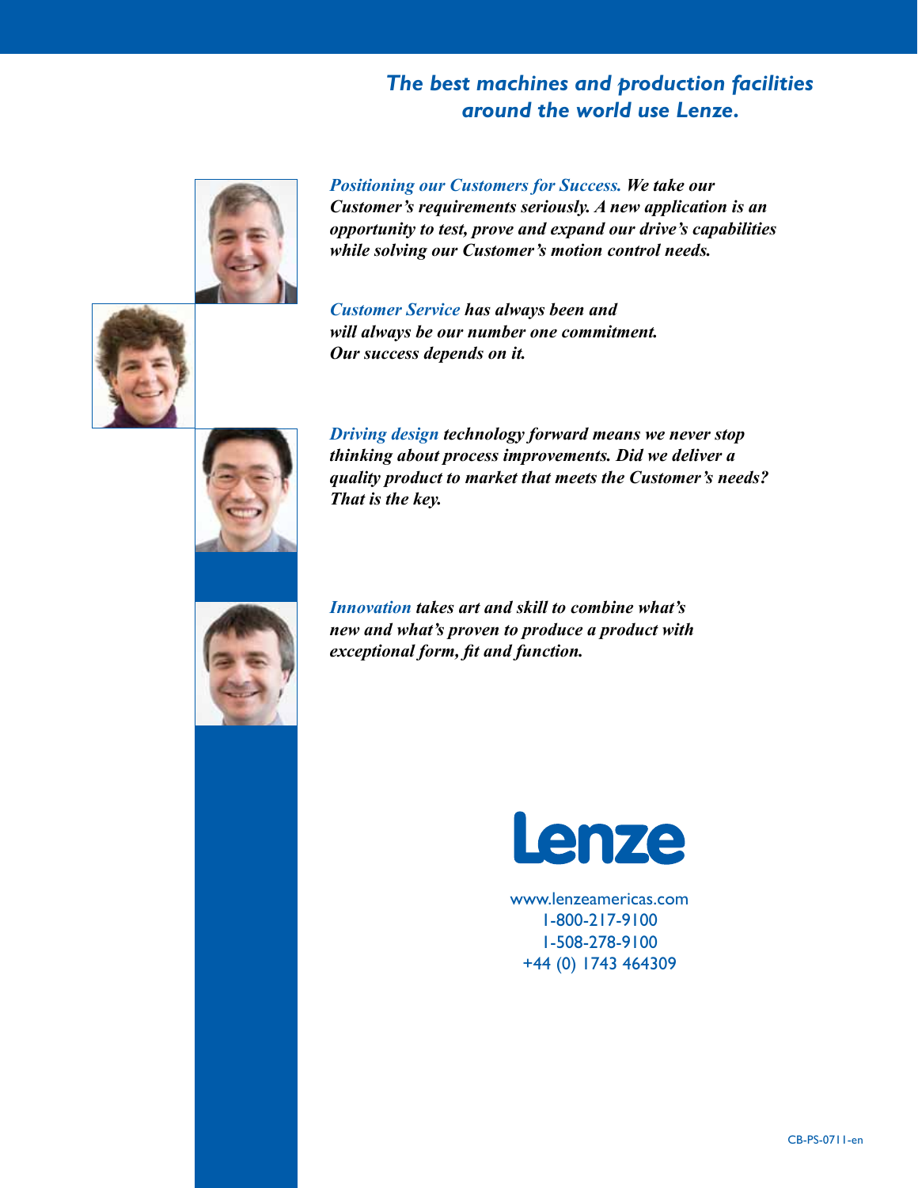***The best machines and production facilities around the world use Lenze.***

***Positioning our Customers for Success.* We take our Customer's requirements seriously. A new application is an opportunity to test, prove and expand our drive's capabilities while solving our Customer's motion control needs.**

***Customer Service* has always been and will always be our number one commitment. Our success depends on it.**

***Driving design* technology forward means we never stop thinking about process improvements. Did we deliver a quality product to market that meets the Customer's needs? That is the key.**

***Innovation* takes art and skill to combine what's new and what's proven to produce a product with exceptional form, fit and function.**

Lenze

www.lenzeamericas.com
1-800-217-9100
1-508-278-9100
+44 (0) 1743 464309

CB-PS-0711-en